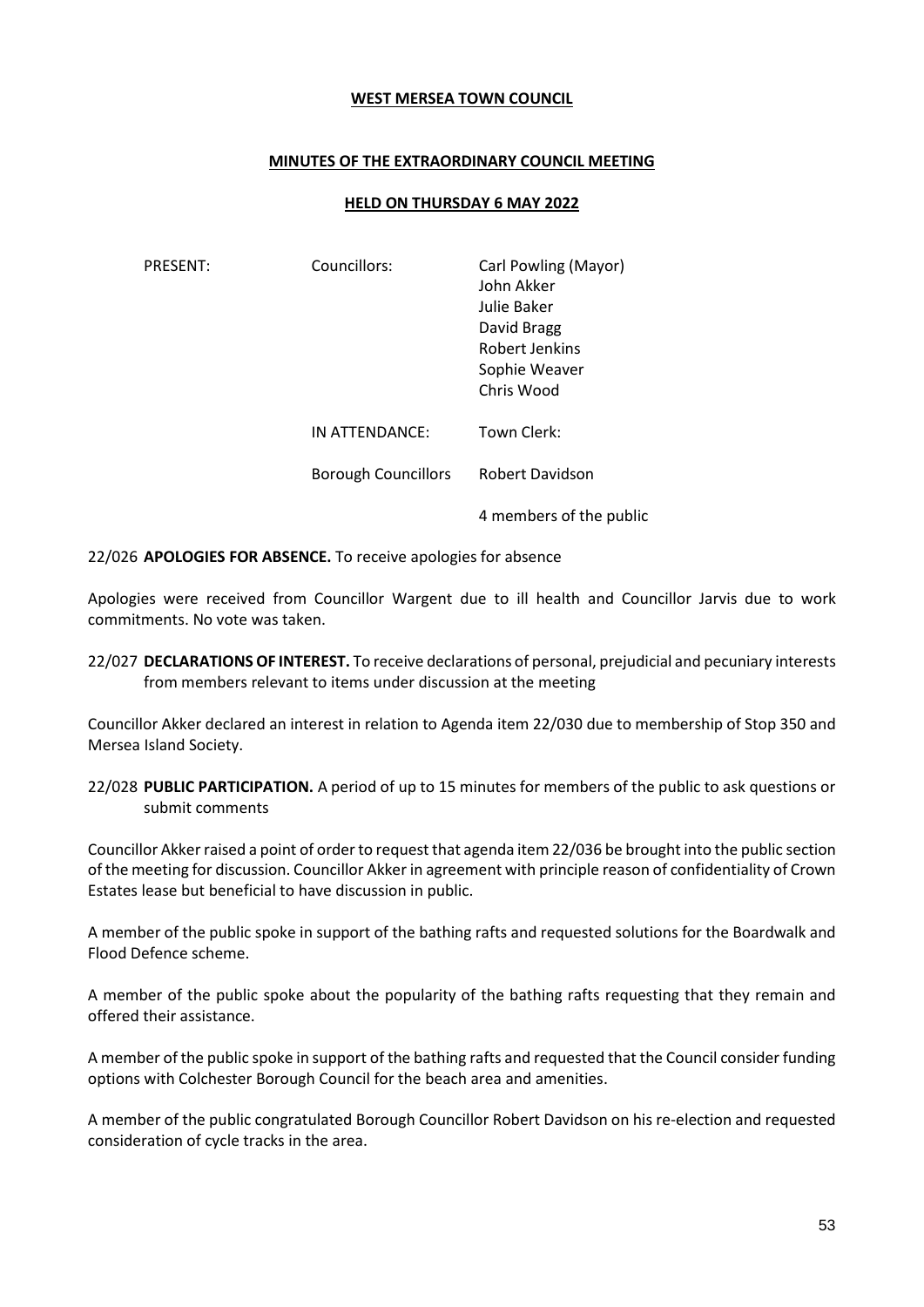**WEST MERSEA TOWN COUNCIL**

**MINUTES OF THE EXTRAORDINARY COUNCIL MEETING**

**HELD ON THURSDAY 6 MAY 2022**

| | | |
|---|---|---|
| PRESENT: | Councillors: | Carl Powling (Mayor)<br>John Akker<br>Julie Baker<br>David Bragg<br>Robert Jenkins<br>Sophie Weaver<br>Chris Wood |
| | IN ATTENDANCE: | Town Clerk: |
| | Borough Councillors | Robert Davidson |
| | | 4 members of the public |

22/026 **APOLOGIES FOR ABSENCE.** To receive apologies for absence

Apologies were received from Councillor Wargent due to ill health and Councillor Jarvis due to work commitments. No vote was taken.

22/027 **DECLARATIONS OF INTEREST.** To receive declarations of personal, prejudicial and pecuniary interests from members relevant to items under discussion at the meeting

Councillor Akker declared an interest in relation to Agenda item 22/030 due to membership of Stop 350 and Mersea Island Society.

22/028 **PUBLIC PARTICIPATION.** A period of up to 15 minutes for members of the public to ask questions or submit comments

Councillor Akker raised a point of order to request that agenda item 22/036 be brought into the public section of the meeting for discussion. Councillor Akker in agreement with principle reason of confidentiality of Crown Estates lease but beneficial to have discussion in public.

A member of the public spoke in support of the bathing rafts and requested solutions for the Boardwalk and Flood Defence scheme.

A member of the public spoke about the popularity of the bathing rafts requesting that they remain and offered their assistance.

A member of the public spoke in support of the bathing rafts and requested that the Council consider funding options with Colchester Borough Council for the beach area and amenities.

A member of the public congratulated Borough Councillor Robert Davidson on his re-election and requested consideration of cycle tracks in the area.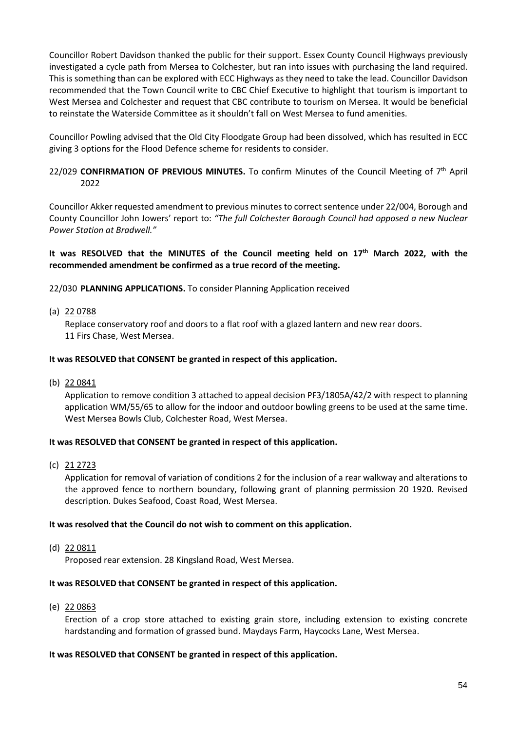Councillor Robert Davidson thanked the public for their support. Essex County Council Highways previously investigated a cycle path from Mersea to Colchester, but ran into issues with purchasing the land required. This is something than can be explored with ECC Highways as they need to take the lead. Councillor Davidson recommended that the Town Council write to CBC Chief Executive to highlight that tourism is important to West Mersea and Colchester and request that CBC contribute to tourism on Mersea. It would be beneficial to reinstate the Waterside Committee as it shouldn't fall on West Mersea to fund amenities.

Councillor Powling advised that the Old City Floodgate Group had been dissolved, which has resulted in ECC giving 3 options for the Flood Defence scheme for residents to consider.

22/029 **CONFIRMATION OF PREVIOUS MINUTES.** To confirm Minutes of the Council Meeting of 7th April 2022

Councillor Akker requested amendment to previous minutes to correct sentence under 22/004, Borough and County Councillor John Jowers' report to: *"The full Colchester Borough Council had opposed a new Nuclear Power Station at Bradwell."*

**It was RESOLVED that the MINUTES of the Council meeting held on 17th March 2022, with the recommended amendment be confirmed as a true record of the meeting.**

22/030 **PLANNING APPLICATIONS.** To consider Planning Application received

(a) 22 0788

Replace conservatory roof and doors to a flat roof with a glazed lantern and new rear doors.
11 Firs Chase, West Mersea.

**It was RESOLVED that CONSENT be granted in respect of this application.**

(b) 22 0841

Application to remove condition 3 attached to appeal decision PF3/1805A/42/2 with respect to planning application WM/55/65 to allow for the indoor and outdoor bowling greens to be used at the same time.
West Mersea Bowls Club, Colchester Road, West Mersea.

**It was RESOLVED that CONSENT be granted in respect of this application.**

(c) 21 2723

Application for removal of variation of conditions 2 for the inclusion of a rear walkway and alterations to the approved fence to northern boundary, following grant of planning permission 20 1920. Revised description. Dukes Seafood, Coast Road, West Mersea.

**It was resolved that the Council do not wish to comment on this application.**

(d) 22 0811

Proposed rear extension. 28 Kingsland Road, West Mersea.

**It was RESOLVED that CONSENT be granted in respect of this application.**

(e) 22 0863

Erection of a crop store attached to existing grain store, including extension to existing concrete hardstanding and formation of grassed bund. Maydays Farm, Haycocks Lane, West Mersea.

**It was RESOLVED that CONSENT be granted in respect of this application.**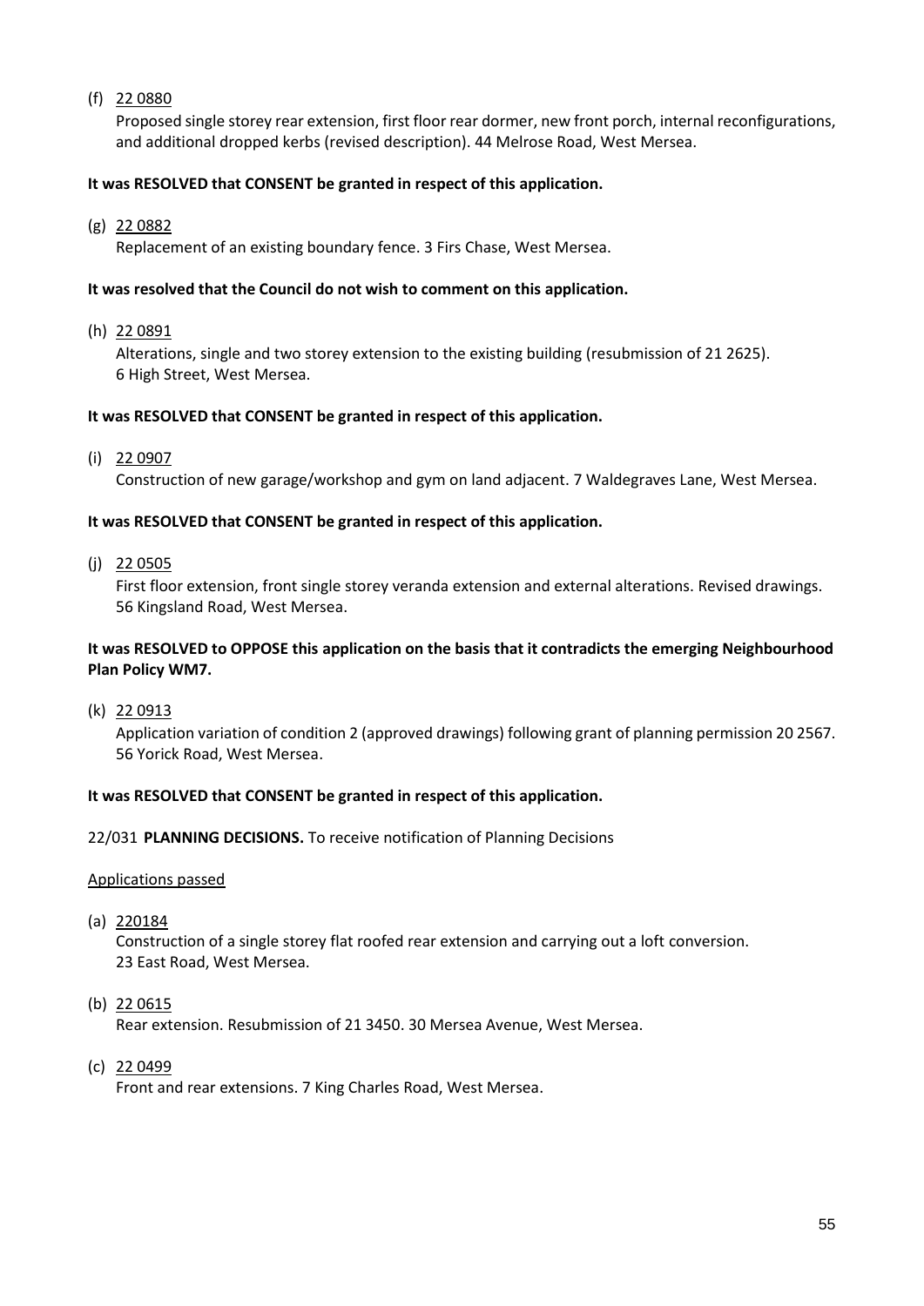(f) 22 0880

Proposed single storey rear extension, first floor rear dormer, new front porch, internal reconfigurations, and additional dropped kerbs (revised description). 44 Melrose Road, West Mersea.

**It was RESOLVED that CONSENT be granted in respect of this application.**

(g) 22 0882

Replacement of an existing boundary fence. 3 Firs Chase, West Mersea.

**It was resolved that the Council do not wish to comment on this application.**

(h) 22 0891

Alterations, single and two storey extension to the existing building (resubmission of 21 2625). 6 High Street, West Mersea.

**It was RESOLVED that CONSENT be granted in respect of this application.**

(i) 22 0907

Construction of new garage/workshop and gym on land adjacent. 7 Waldegraves Lane, West Mersea.

**It was RESOLVED that CONSENT be granted in respect of this application.**

(j) 22 0505

First floor extension, front single storey veranda extension and external alterations. Revised drawings. 56 Kingsland Road, West Mersea.

**It was RESOLVED to OPPOSE this application on the basis that it contradicts the emerging Neighbourhood Plan Policy WM7.**

(k) 22 0913

Application variation of condition 2 (approved drawings) following grant of planning permission 20 2567. 56 Yorick Road, West Mersea.

**It was RESOLVED that CONSENT be granted in respect of this application.**

22/031 **PLANNING DECISIONS.** To receive notification of Planning Decisions

Applications passed

(a) 220184

Construction of a single storey flat roofed rear extension and carrying out a loft conversion. 23 East Road, West Mersea.

(b) 22 0615

Rear extension. Resubmission of 21 3450. 30 Mersea Avenue, West Mersea.

(c) 22 0499

Front and rear extensions. 7 King Charles Road, West Mersea.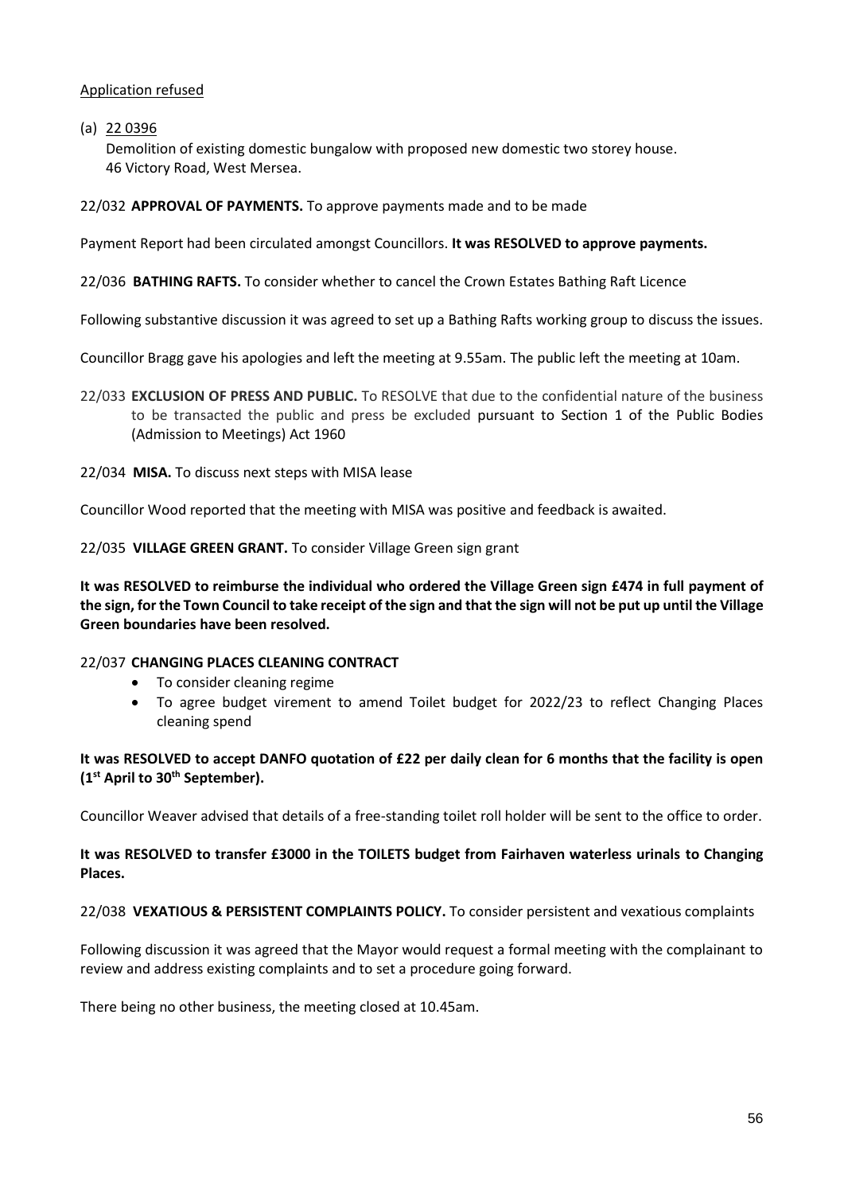Application refused

(a) 22 0396

Demolition of existing domestic bungalow with proposed new domestic two storey house.
46 Victory Road, West Mersea.

22/032 **APPROVAL OF PAYMENTS.** To approve payments made and to be made

Payment Report had been circulated amongst Councillors. **It was RESOLVED to approve payments.**

22/036 **BATHING RAFTS.** To consider whether to cancel the Crown Estates Bathing Raft Licence

Following substantive discussion it was agreed to set up a Bathing Rafts working group to discuss the issues.

Councillor Bragg gave his apologies and left the meeting at 9.55am. The public left the meeting at 10am.

22/033 **EXCLUSION OF PRESS AND PUBLIC.** To RESOLVE that due to the confidential nature of the business to be transacted the public and press be excluded pursuant to Section 1 of the Public Bodies (Admission to Meetings) Act 1960

22/034 **MISA.** To discuss next steps with MISA lease

Councillor Wood reported that the meeting with MISA was positive and feedback is awaited.

22/035 **VILLAGE GREEN GRANT.** To consider Village Green sign grant

**It was RESOLVED to reimburse the individual who ordered the Village Green sign £474 in full payment of the sign, for the Town Council to take receipt of the sign and that the sign will not be put up until the Village Green boundaries have been resolved.**

22/037 **CHANGING PLACES CLEANING CONTRACT**

- To consider cleaning regime
- To agree budget virement to amend Toilet budget for 2022/23 to reflect Changing Places cleaning spend

**It was RESOLVED to accept DANFO quotation of £22 per daily clean for 6 months that the facility is open (1st April to 30th September).**

Councillor Weaver advised that details of a free-standing toilet roll holder will be sent to the office to order.

**It was RESOLVED to transfer £3000 in the TOILETS budget from Fairhaven waterless urinals to Changing Places.**

22/038 **VEXATIOUS & PERSISTENT COMPLAINTS POLICY.** To consider persistent and vexatious complaints

Following discussion it was agreed that the Mayor would request a formal meeting with the complainant to review and address existing complaints and to set a procedure going forward.

There being no other business, the meeting closed at 10.45am.